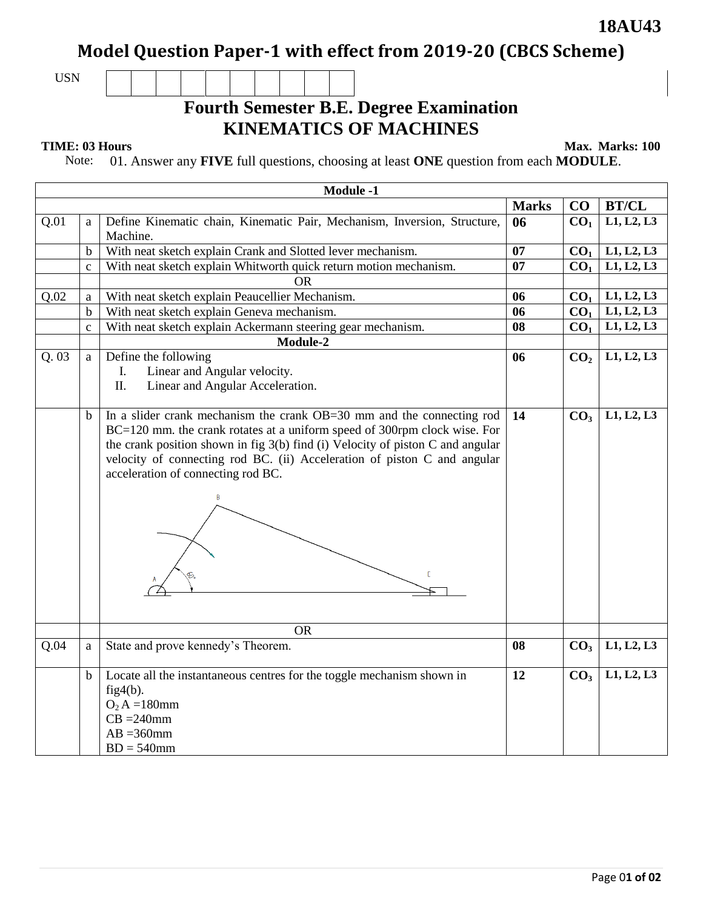**18AU43**

# Model Question Paper-1 with effect from 2019-20 (CBCS Scheme)

USN

## Fourth Semester B.E. Degree Examination
## KINEMATICS OF MACHINES

**TIME: 03 Hours** **Max. Marks: 100**

Note: 01. Answer any **FIVE** full questions, choosing at least **ONE** question from each **MODULE**.

| | | **Module -1** | | | |
|---|---|---|---|---|---|
| | | | **Marks** | **CO** | **BT/CL** |
| Q.01 | a | Define Kinematic chain, Kinematic Pair, Mechanism, Inversion, Structure, Machine. | **06** | **$CO_1$** | **L1, L2, L3** |
| | b | With neat sketch explain Crank and Slotted lever mechanism. | **07** | **$CO_1$** | **L1, L2, L3** |
| | c | With neat sketch explain Whitworth quick return motion mechanism. | **07** | **$CO_1$** | **L1, L2, L3** |
| | | OR | | | |
| Q.02 | a | With neat sketch explain Peaucellier Mechanism. | **06** | **$CO_1$** | **L1, L2, L3** |
| | b | With neat sketch explain Geneva mechanism. | **06** | **$CO_1$** | **L1, L2, L3** |
| | c | With neat sketch explain Ackermann steering gear mechanism. | **08** | **$CO_1$** | **L1, L2, L3** |
| | | **Module-2** | | | |
| Q. 03 | a | Define the following<br>I. Linear and Angular velocity.<br>II. Linear and Angular Acceleration. | **06** | **$CO_2$** | **L1, L2, L3** |
| | b | In a slider crank mechanism the crank OB=30 mm and the connecting rod BC=120 mm. the crank rotates at a uniform speed of 300rpm clock wise. For the crank position shown in fig 3(b) find (i) Velocity of piston C and angular velocity of connecting rod BC. (ii) Acceleration of piston C and angular acceleration of connecting rod BC.<br>[Figure: slider crank with points A, B, C; crank angle 60°] | **14** | **$CO_3$** | **L1, L2, L3** |
| | | OR | | | |
| Q.04 | a | State and prove kennedy's Theorem. | **08** | **$CO_3$** | **L1, L2, L3** |
| | b | Locate all the instantaneous centres for the toggle mechanism shown in fig4(b).<br>$O_2$ A =180mm<br>CB =240mm<br>AB =360mm<br>BD = 540mm | **12** | **$CO_3$** | **L1, L2, L3** |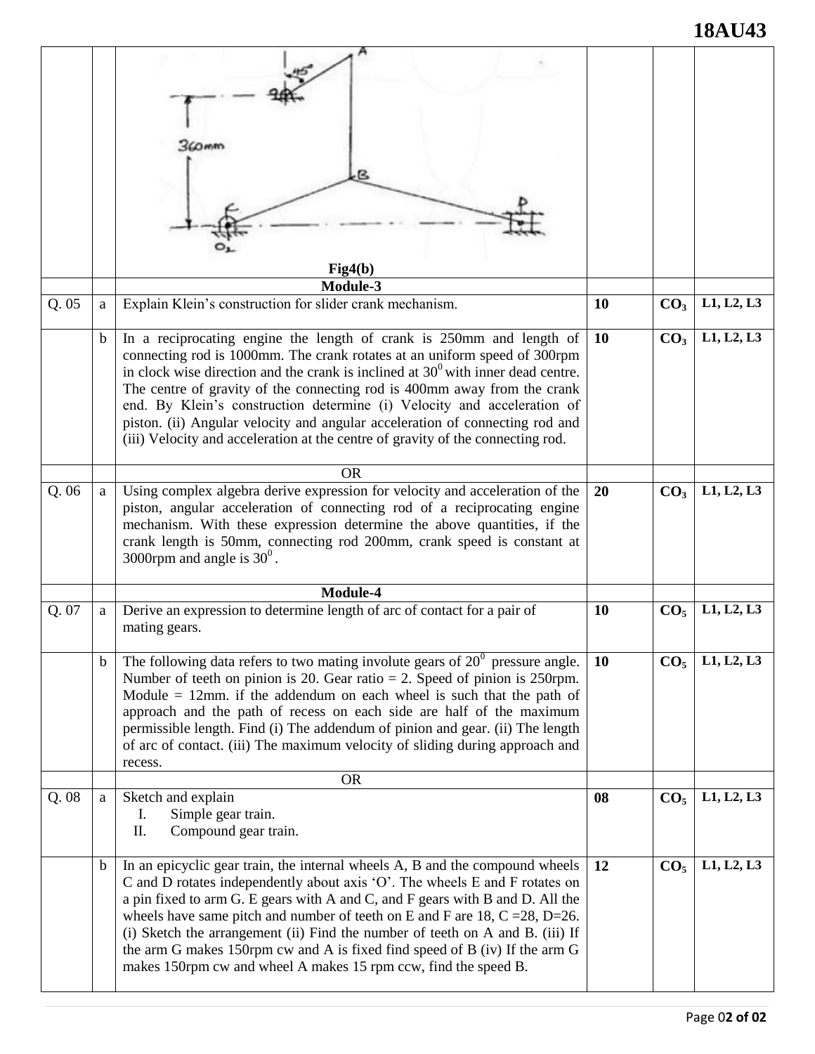| | | | | | |
|---|---|---|---|---|---|
| | | Fig4(b) | | | |
| | | **Module-3** | | | |
| Q. 05 | a | Explain Klein's construction for slider crank mechanism. | **10** | **$CO_3$** | **L1, L2, L3** |
| | b | In a reciprocating engine the length of crank is 250mm and length of connecting rod is 1000mm. The crank rotates at an uniform speed of 300rpm in clock wise direction and the crank is inclined at $30^0$ with inner dead centre. The centre of gravity of the connecting rod is 400mm away from the crank end. By Klein's construction determine (i) Velocity and acceleration of piston. (ii) Angular velocity and angular acceleration of connecting rod and (iii) Velocity and acceleration at the centre of gravity of the connecting rod. | **10** | **$CO_3$** | **L1, L2, L3** |
| | | OR | | | |
| Q. 06 | a | Using complex algebra derive expression for velocity and acceleration of the piston, angular acceleration of connecting rod of a reciprocating engine mechanism. With these expression determine the above quantities, if the crank length is 50mm, connecting rod 200mm, crank speed is constant at 3000rpm and angle is $30^0$. | **20** | **$CO_3$** | **L1, L2, L3** |
| | | **Module-4** | | | |
| Q. 07 | a | Derive an expression to determine length of arc of contact for a pair of mating gears. | **10** | **$CO_5$** | **L1, L2, L3** |
| | b | The following data refers to two mating involute gears of $20^0$ pressure angle. Number of teeth on pinion is 20. Gear ratio = 2. Speed of pinion is 250rpm. Module = 12mm. if the addendum on each wheel is such that the path of approach and the path of recess on each side are half of the maximum permissible length. Find (i) The addendum of pinion and gear. (ii) The length of arc of contact. (iii) The maximum velocity of sliding during approach and recess. | **10** | **$CO_5$** | **L1, L2, L3** |
| | | OR | | | |
| Q. 08 | a | Sketch and explain<br>I. Simple gear train.<br>II. Compound gear train. | **08** | **$CO_5$** | **L1, L2, L3** |
| | b | In an epicyclic gear train, the internal wheels A, B and the compound wheels C and D rotates independently about axis 'O'. The wheels E and F rotates on a pin fixed to arm G. E gears with A and C, and F gears with B and D. All the wheels have same pitch and number of teeth on E and F are 18, C =28, D=26. (i) Sketch the arrangement (ii) Find the number of teeth on A and B. (iii) If the arm G makes 150rpm cw and A is fixed find speed of B (iv) If the arm G makes 150rpm cw and wheel A makes 15 rpm ccw, find the speed B. | **12** | **$CO_5$** | **L1, L2, L3** |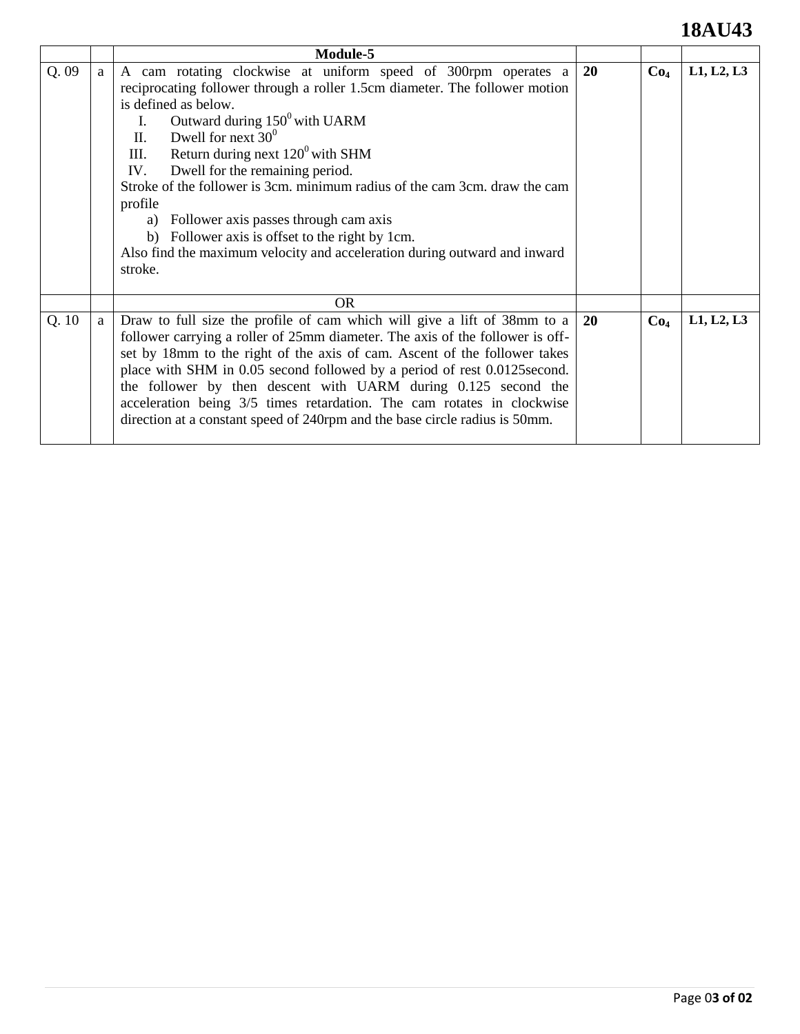| | | Module-5 | | | |
|---|---|---|---|---|---|
| Q. 09 | a | A cam rotating clockwise at uniform speed of 300rpm operates a reciprocating follower through a roller 1.5cm diameter. The follower motion is defined as below.<br>I. Outward during $150^0$ with UARM<br>II. Dwell for next $30^0$<br>III. Return during next $120^0$ with SHM<br>IV. Dwell for the remaining period.<br>Stroke of the follower is 3cm. minimum radius of the cam 3cm. draw the cam profile<br>a) Follower axis passes through cam axis<br>b) Follower axis is offset to the right by 1cm.<br>Also find the maximum velocity and acceleration during outward and inward stroke. | 20 | $Co_4$ | L1, L2, L3 |
| | | OR | | | |
| Q. 10 | a | Draw to full size the profile of cam which will give a lift of 38mm to a follower carrying a roller of 25mm diameter. The axis of the follower is off-set by 18mm to the right of the axis of cam. Ascent of the follower takes place with SHM in 0.05 second followed by a period of rest 0.0125second. the follower by then descent with UARM during 0.125 second the acceleration being 3/5 times retardation. The cam rotates in clockwise direction at a constant speed of 240rpm and the base circle radius is 50mm. | 20 | $Co_4$ | L1, L2, L3 |